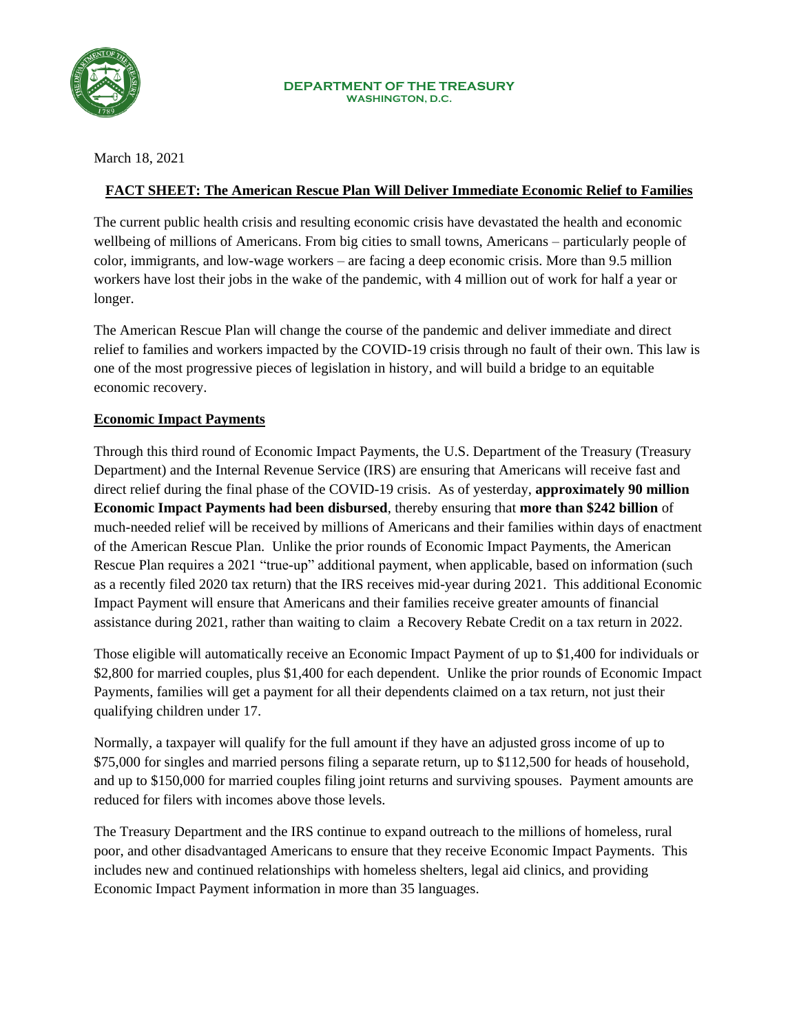**DEPARTMENT OF THE TREASURY**
**WASHINGTON, D.C.**

March 18, 2021

# FACT SHEET: The American Rescue Plan Will Deliver Immediate Economic Relief to Families

The current public health crisis and resulting economic crisis have devastated the health and economic wellbeing of millions of Americans. From big cities to small towns, Americans – particularly people of color, immigrants, and low-wage workers – are facing a deep economic crisis. More than 9.5 million workers have lost their jobs in the wake of the pandemic, with 4 million out of work for half a year or longer.

The American Rescue Plan will change the course of the pandemic and deliver immediate and direct relief to families and workers impacted by the COVID-19 crisis through no fault of their own. This law is one of the most progressive pieces of legislation in history, and will build a bridge to an equitable economic recovery.

## Economic Impact Payments

Through this third round of Economic Impact Payments, the U.S. Department of the Treasury (Treasury Department) and the Internal Revenue Service (IRS) are ensuring that Americans will receive fast and direct relief during the final phase of the COVID-19 crisis. As of yesterday, **approximately 90 million Economic Impact Payments had been disbursed**, thereby ensuring that **more than $242 billion** of much-needed relief will be received by millions of Americans and their families within days of enactment of the American Rescue Plan. Unlike the prior rounds of Economic Impact Payments, the American Rescue Plan requires a 2021 "true-up" additional payment, when applicable, based on information (such as a recently filed 2020 tax return) that the IRS receives mid-year during 2021. This additional Economic Impact Payment will ensure that Americans and their families receive greater amounts of financial assistance during 2021, rather than waiting to claim a Recovery Rebate Credit on a tax return in 2022.

Those eligible will automatically receive an Economic Impact Payment of up to $1,400 for individuals or $2,800 for married couples, plus $1,400 for each dependent. Unlike the prior rounds of Economic Impact Payments, families will get a payment for all their dependents claimed on a tax return, not just their qualifying children under 17.

Normally, a taxpayer will qualify for the full amount if they have an adjusted gross income of up to $75,000 for singles and married persons filing a separate return, up to $112,500 for heads of household, and up to $150,000 for married couples filing joint returns and surviving spouses. Payment amounts are reduced for filers with incomes above those levels.

The Treasury Department and the IRS continue to expand outreach to the millions of homeless, rural poor, and other disadvantaged Americans to ensure that they receive Economic Impact Payments. This includes new and continued relationships with homeless shelters, legal aid clinics, and providing Economic Impact Payment information in more than 35 languages.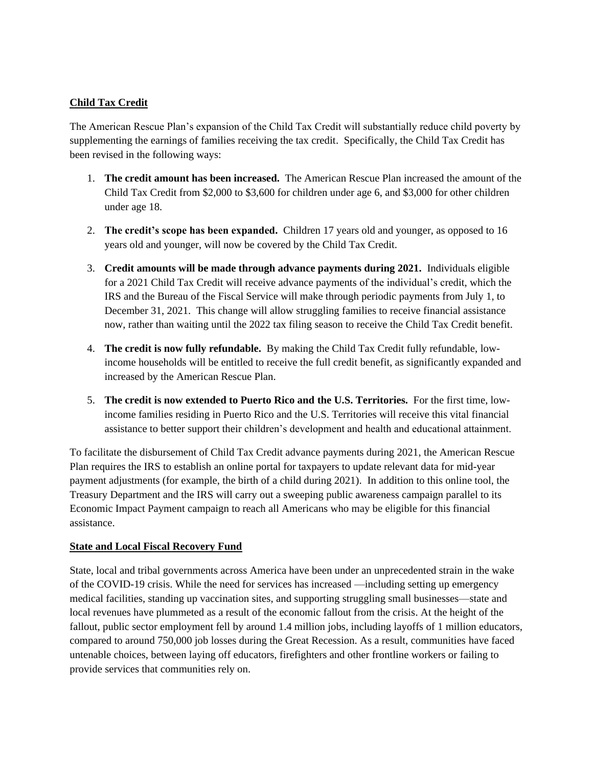## **Child Tax Credit**

The American Rescue Plan's expansion of the Child Tax Credit will substantially reduce child poverty by supplementing the earnings of families receiving the tax credit. Specifically, the Child Tax Credit has been revised in the following ways:

1. **The credit amount has been increased.** The American Rescue Plan increased the amount of the Child Tax Credit from $2,000 to $3,600 for children under age 6, and $3,000 for other children under age 18.

2. **The credit's scope has been expanded.** Children 17 years old and younger, as opposed to 16 years old and younger, will now be covered by the Child Tax Credit.

3. **Credit amounts will be made through advance payments during 2021.** Individuals eligible for a 2021 Child Tax Credit will receive advance payments of the individual's credit, which the IRS and the Bureau of the Fiscal Service will make through periodic payments from July 1, to December 31, 2021. This change will allow struggling families to receive financial assistance now, rather than waiting until the 2022 tax filing season to receive the Child Tax Credit benefit.

4. **The credit is now fully refundable.** By making the Child Tax Credit fully refundable, low-income households will be entitled to receive the full credit benefit, as significantly expanded and increased by the American Rescue Plan.

5. **The credit is now extended to Puerto Rico and the U.S. Territories.** For the first time, low-income families residing in Puerto Rico and the U.S. Territories will receive this vital financial assistance to better support their children's development and health and educational attainment.

To facilitate the disbursement of Child Tax Credit advance payments during 2021, the American Rescue Plan requires the IRS to establish an online portal for taxpayers to update relevant data for mid-year payment adjustments (for example, the birth of a child during 2021). In addition to this online tool, the Treasury Department and the IRS will carry out a sweeping public awareness campaign parallel to its Economic Impact Payment campaign to reach all Americans who may be eligible for this financial assistance.

## **State and Local Fiscal Recovery Fund**

State, local and tribal governments across America have been under an unprecedented strain in the wake of the COVID-19 crisis. While the need for services has increased —including setting up emergency medical facilities, standing up vaccination sites, and supporting struggling small businesses—state and local revenues have plummeted as a result of the economic fallout from the crisis. At the height of the fallout, public sector employment fell by around 1.4 million jobs, including layoffs of 1 million educators, compared to around 750,000 job losses during the Great Recession. As a result, communities have faced untenable choices, between laying off educators, firefighters and other frontline workers or failing to provide services that communities rely on.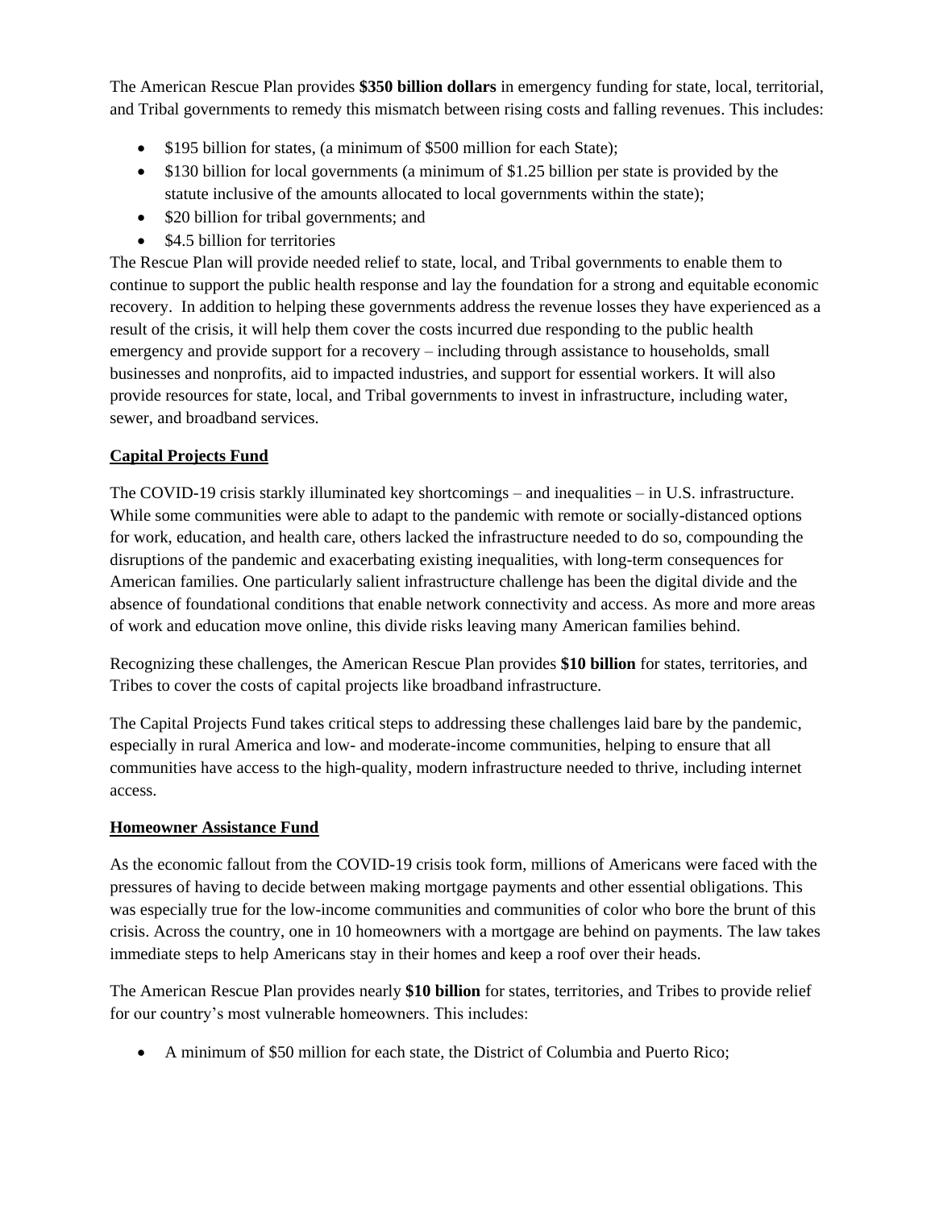The American Rescue Plan provides **$350 billion dollars** in emergency funding for state, local, territorial, and Tribal governments to remedy this mismatch between rising costs and falling revenues. This includes:

- $195 billion for states, (a minimum of $500 million for each State);
- $130 billion for local governments (a minimum of $1.25 billion per state is provided by the statute inclusive of the amounts allocated to local governments within the state);
- $20 billion for tribal governments; and
- $4.5 billion for territories

The Rescue Plan will provide needed relief to state, local, and Tribal governments to enable them to continue to support the public health response and lay the foundation for a strong and equitable economic recovery. In addition to helping these governments address the revenue losses they have experienced as a result of the crisis, it will help them cover the costs incurred due responding to the public health emergency and provide support for a recovery – including through assistance to households, small businesses and nonprofits, aid to impacted industries, and support for essential workers. It will also provide resources for state, local, and Tribal governments to invest in infrastructure, including water, sewer, and broadband services.

## Capital Projects Fund

The COVID-19 crisis starkly illuminated key shortcomings – and inequalities – in U.S. infrastructure. While some communities were able to adapt to the pandemic with remote or socially-distanced options for work, education, and health care, others lacked the infrastructure needed to do so, compounding the disruptions of the pandemic and exacerbating existing inequalities, with long-term consequences for American families. One particularly salient infrastructure challenge has been the digital divide and the absence of foundational conditions that enable network connectivity and access. As more and more areas of work and education move online, this divide risks leaving many American families behind.

Recognizing these challenges, the American Rescue Plan provides **$10 billion** for states, territories, and Tribes to cover the costs of capital projects like broadband infrastructure.

The Capital Projects Fund takes critical steps to addressing these challenges laid bare by the pandemic, especially in rural America and low- and moderate-income communities, helping to ensure that all communities have access to the high-quality, modern infrastructure needed to thrive, including internet access.

## Homeowner Assistance Fund

As the economic fallout from the COVID-19 crisis took form, millions of Americans were faced with the pressures of having to decide between making mortgage payments and other essential obligations. This was especially true for the low-income communities and communities of color who bore the brunt of this crisis. Across the country, one in 10 homeowners with a mortgage are behind on payments. The law takes immediate steps to help Americans stay in their homes and keep a roof over their heads.

The American Rescue Plan provides nearly **$10 billion** for states, territories, and Tribes to provide relief for our country's most vulnerable homeowners. This includes:

- A minimum of $50 million for each state, the District of Columbia and Puerto Rico;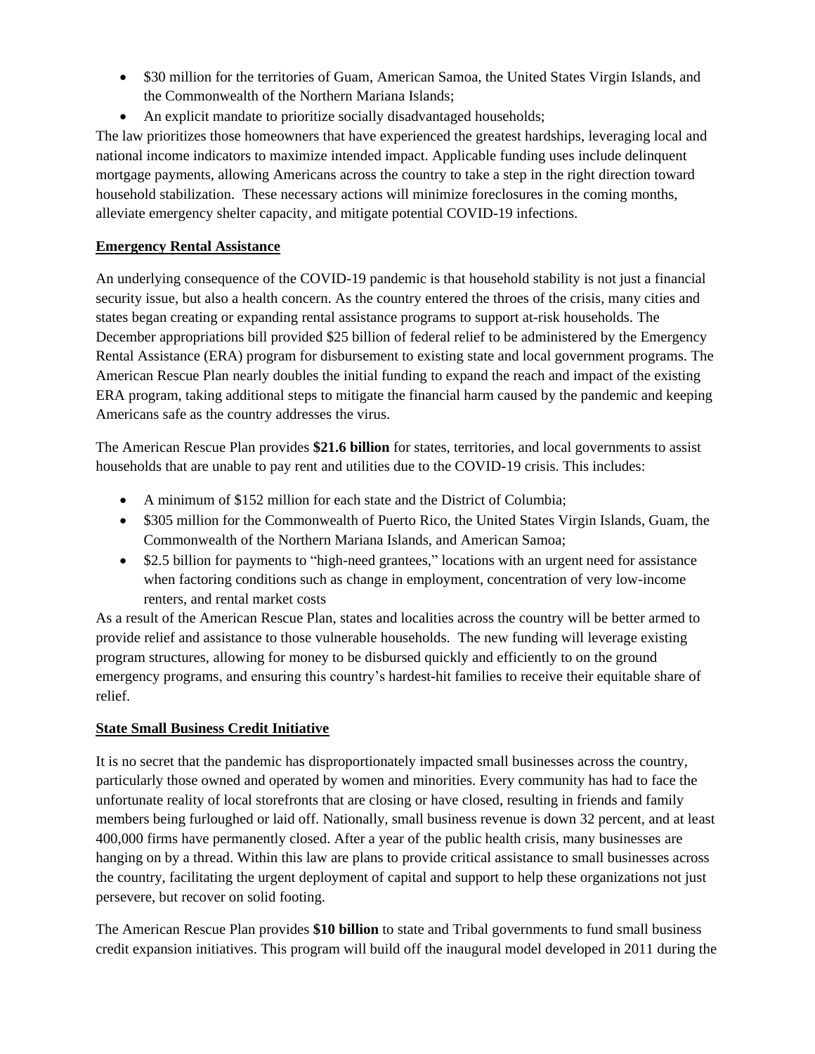- $30 million for the territories of Guam, American Samoa, the United States Virgin Islands, and the Commonwealth of the Northern Mariana Islands;
- An explicit mandate to prioritize socially disadvantaged households;

The law prioritizes those homeowners that have experienced the greatest hardships, leveraging local and national income indicators to maximize intended impact. Applicable funding uses include delinquent mortgage payments, allowing Americans across the country to take a step in the right direction toward household stabilization. These necessary actions will minimize foreclosures in the coming months, alleviate emergency shelter capacity, and mitigate potential COVID-19 infections.

## Emergency Rental Assistance

An underlying consequence of the COVID-19 pandemic is that household stability is not just a financial security issue, but also a health concern. As the country entered the throes of the crisis, many cities and states began creating or expanding rental assistance programs to support at-risk households. The December appropriations bill provided $25 billion of federal relief to be administered by the Emergency Rental Assistance (ERA) program for disbursement to existing state and local government programs. The American Rescue Plan nearly doubles the initial funding to expand the reach and impact of the existing ERA program, taking additional steps to mitigate the financial harm caused by the pandemic and keeping Americans safe as the country addresses the virus.

The American Rescue Plan provides **$21.6 billion** for states, territories, and local governments to assist households that are unable to pay rent and utilities due to the COVID-19 crisis. This includes:

- A minimum of $152 million for each state and the District of Columbia;
- $305 million for the Commonwealth of Puerto Rico, the United States Virgin Islands, Guam, the Commonwealth of the Northern Mariana Islands, and American Samoa;
- $2.5 billion for payments to "high-need grantees," locations with an urgent need for assistance when factoring conditions such as change in employment, concentration of very low-income renters, and rental market costs

As a result of the American Rescue Plan, states and localities across the country will be better armed to provide relief and assistance to those vulnerable households. The new funding will leverage existing program structures, allowing for money to be disbursed quickly and efficiently to on the ground emergency programs, and ensuring this country's hardest-hit families to receive their equitable share of relief.

## State Small Business Credit Initiative

It is no secret that the pandemic has disproportionately impacted small businesses across the country, particularly those owned and operated by women and minorities. Every community has had to face the unfortunate reality of local storefronts that are closing or have closed, resulting in friends and family members being furloughed or laid off. Nationally, small business revenue is down 32 percent, and at least 400,000 firms have permanently closed. After a year of the public health crisis, many businesses are hanging on by a thread. Within this law are plans to provide critical assistance to small businesses across the country, facilitating the urgent deployment of capital and support to help these organizations not just persevere, but recover on solid footing.

The American Rescue Plan provides **$10 billion** to state and Tribal governments to fund small business credit expansion initiatives. This program will build off the inaugural model developed in 2011 during the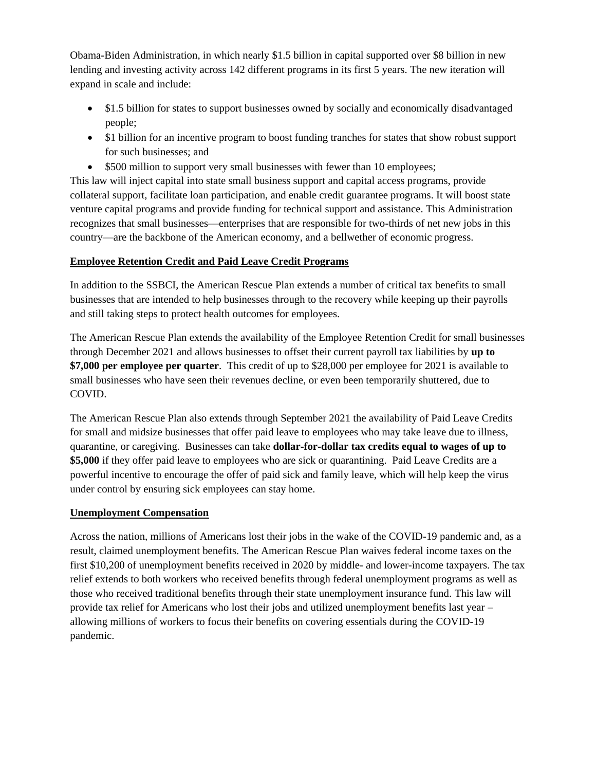Obama-Biden Administration, in which nearly $1.5 billion in capital supported over $8 billion in new lending and investing activity across 142 different programs in its first 5 years. The new iteration will expand in scale and include:

- $1.5 billion for states to support businesses owned by socially and economically disadvantaged people;
- $1 billion for an incentive program to boost funding tranches for states that show robust support for such businesses; and
- $500 million to support very small businesses with fewer than 10 employees;

This law will inject capital into state small business support and capital access programs, provide collateral support, facilitate loan participation, and enable credit guarantee programs. It will boost state venture capital programs and provide funding for technical support and assistance. This Administration recognizes that small businesses—enterprises that are responsible for two-thirds of net new jobs in this country—are the backbone of the American economy, and a bellwether of economic progress.

**Employee Retention Credit and Paid Leave Credit Programs**

In addition to the SSBCI, the American Rescue Plan extends a number of critical tax benefits to small businesses that are intended to help businesses through to the recovery while keeping up their payrolls and still taking steps to protect health outcomes for employees.

The American Rescue Plan extends the availability of the Employee Retention Credit for small businesses through December 2021 and allows businesses to offset their current payroll tax liabilities by **up to $7,000 per employee per quarter**. This credit of up to $28,000 per employee for 2021 is available to small businesses who have seen their revenues decline, or even been temporarily shuttered, due to COVID.

The American Rescue Plan also extends through September 2021 the availability of Paid Leave Credits for small and midsize businesses that offer paid leave to employees who may take leave due to illness, quarantine, or caregiving. Businesses can take **dollar-for-dollar tax credits equal to wages of up to $5,000** if they offer paid leave to employees who are sick or quarantining. Paid Leave Credits are a powerful incentive to encourage the offer of paid sick and family leave, which will help keep the virus under control by ensuring sick employees can stay home.

**Unemployment Compensation**

Across the nation, millions of Americans lost their jobs in the wake of the COVID-19 pandemic and, as a result, claimed unemployment benefits. The American Rescue Plan waives federal income taxes on the first $10,200 of unemployment benefits received in 2020 by middle- and lower-income taxpayers. The tax relief extends to both workers who received benefits through federal unemployment programs as well as those who received traditional benefits through their state unemployment insurance fund. This law will provide tax relief for Americans who lost their jobs and utilized unemployment benefits last year – allowing millions of workers to focus their benefits on covering essentials during the COVID-19 pandemic.